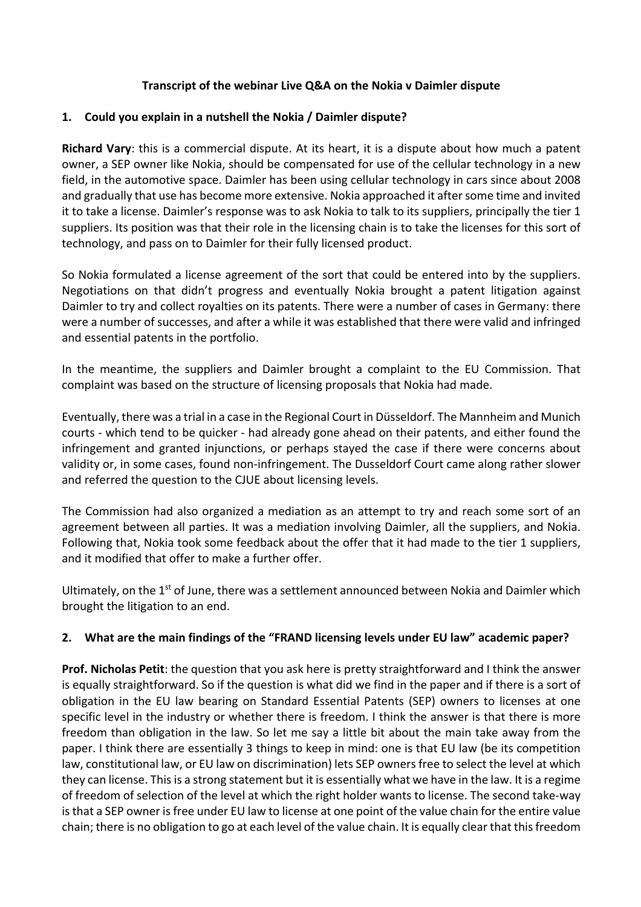**Transcript of the webinar Live Q&A on the Nokia v Daimler dispute**

**1. Could you explain in a nutshell the Nokia / Daimler dispute?**

**Richard Vary**: this is a commercial dispute. At its heart, it is a dispute about how much a patent owner, a SEP owner like Nokia, should be compensated for use of the cellular technology in a new field, in the automotive space. Daimler has been using cellular technology in cars since about 2008 and gradually that use has become more extensive. Nokia approached it after some time and invited it to take a license. Daimler's response was to ask Nokia to talk to its suppliers, principally the tier 1 suppliers. Its position was that their role in the licensing chain is to take the licenses for this sort of technology, and pass on to Daimler for their fully licensed product.

So Nokia formulated a license agreement of the sort that could be entered into by the suppliers. Negotiations on that didn't progress and eventually Nokia brought a patent litigation against Daimler to try and collect royalties on its patents. There were a number of cases in Germany: there were a number of successes, and after a while it was established that there were valid and infringed and essential patents in the portfolio.

In the meantime, the suppliers and Daimler brought a complaint to the EU Commission. That complaint was based on the structure of licensing proposals that Nokia had made.

Eventually, there was a trial in a case in the Regional Court in Düsseldorf. The Mannheim and Munich courts - which tend to be quicker - had already gone ahead on their patents, and either found the infringement and granted injunctions, or perhaps stayed the case if there were concerns about validity or, in some cases, found non-infringement. The Dusseldorf Court came along rather slower and referred the question to the CJUE about licensing levels.

The Commission had also organized a mediation as an attempt to try and reach some sort of an agreement between all parties. It was a mediation involving Daimler, all the suppliers, and Nokia. Following that, Nokia took some feedback about the offer that it had made to the tier 1 suppliers, and it modified that offer to make a further offer.

Ultimately, on the 1st of June, there was a settlement announced between Nokia and Daimler which brought the litigation to an end.

**2. What are the main findings of the "FRAND licensing levels under EU law" academic paper?**

**Prof. Nicholas Petit**: the question that you ask here is pretty straightforward and I think the answer is equally straightforward. So if the question is what did we find in the paper and if there is a sort of obligation in the EU law bearing on Standard Essential Patents (SEP) owners to licenses at one specific level in the industry or whether there is freedom. I think the answer is that there is more freedom than obligation in the law. So let me say a little bit about the main take away from the paper. I think there are essentially 3 things to keep in mind: one is that EU law (be its competition law, constitutional law, or EU law on discrimination) lets SEP owners free to select the level at which they can license. This is a strong statement but it is essentially what we have in the law. It is a regime of freedom of selection of the level at which the right holder wants to license. The second take-way is that a SEP owner is free under EU law to license at one point of the value chain for the entire value chain; there is no obligation to go at each level of the value chain. It is equally clear that this freedom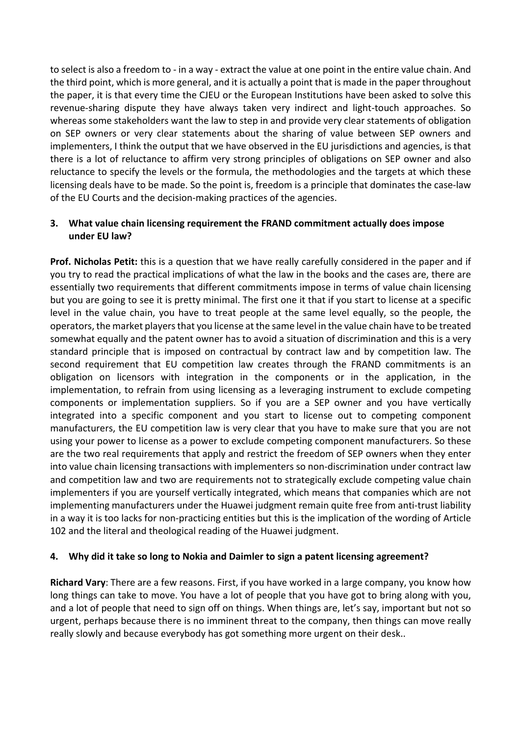to select is also a freedom to - in a way - extract the value at one point in the entire value chain. And the third point, which is more general, and it is actually a point that is made in the paper throughout the paper, it is that every time the CJEU or the European Institutions have been asked to solve this revenue-sharing dispute they have always taken very indirect and light-touch approaches. So whereas some stakeholders want the law to step in and provide very clear statements of obligation on SEP owners or very clear statements about the sharing of value between SEP owners and implementers, I think the output that we have observed in the EU jurisdictions and agencies, is that there is a lot of reluctance to affirm very strong principles of obligations on SEP owner and also reluctance to specify the levels or the formula, the methodologies and the targets at which these licensing deals have to be made. So the point is, freedom is a principle that dominates the case-law of the EU Courts and the decision-making practices of the agencies.

### 3. What value chain licensing requirement the FRAND commitment actually does impose under EU law?

**Prof. Nicholas Petit:** this is a question that we have really carefully considered in the paper and if you try to read the practical implications of what the law in the books and the cases are, there are essentially two requirements that different commitments impose in terms of value chain licensing but you are going to see it is pretty minimal. The first one it that if you start to license at a specific level in the value chain, you have to treat people at the same level equally, so the people, the operators, the market players that you license at the same level in the value chain have to be treated somewhat equally and the patent owner has to avoid a situation of discrimination and this is a very standard principle that is imposed on contractual by contract law and by competition law. The second requirement that EU competition law creates through the FRAND commitments is an obligation on licensors with integration in the components or in the application, in the implementation, to refrain from using licensing as a leveraging instrument to exclude competing components or implementation suppliers. So if you are a SEP owner and you have vertically integrated into a specific component and you start to license out to competing component manufacturers, the EU competition law is very clear that you have to make sure that you are not using your power to license as a power to exclude competing component manufacturers. So these are the two real requirements that apply and restrict the freedom of SEP owners when they enter into value chain licensing transactions with implementers so non-discrimination under contract law and competition law and two are requirements not to strategically exclude competing value chain implementers if you are yourself vertically integrated, which means that companies which are not implementing manufacturers under the Huawei judgment remain quite free from anti-trust liability in a way it is too lacks for non-practicing entities but this is the implication of the wording of Article 102 and the literal and theological reading of the Huawei judgment.

### 4. Why did it take so long to Nokia and Daimler to sign a patent licensing agreement?

**Richard Vary**: There are a few reasons. First, if you have worked in a large company, you know how long things can take to move. You have a lot of people that you have got to bring along with you, and a lot of people that need to sign off on things. When things are, let's say, important but not so urgent, perhaps because there is no imminent threat to the company, then things can move really really slowly and because everybody has got something more urgent on their desk..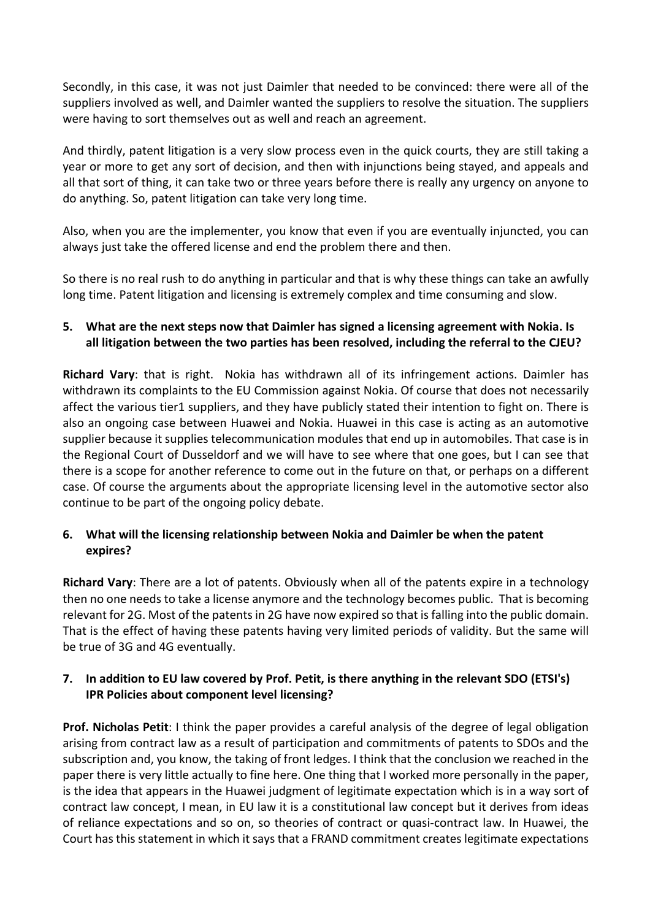Secondly, in this case, it was not just Daimler that needed to be convinced: there were all of the suppliers involved as well, and Daimler wanted the suppliers to resolve the situation. The suppliers were having to sort themselves out as well and reach an agreement.

And thirdly, patent litigation is a very slow process even in the quick courts, they are still taking a year or more to get any sort of decision, and then with injunctions being stayed, and appeals and all that sort of thing, it can take two or three years before there is really any urgency on anyone to do anything. So, patent litigation can take very long time.

Also, when you are the implementer, you know that even if you are eventually injuncted, you can always just take the offered license and end the problem there and then.

So there is no real rush to do anything in particular and that is why these things can take an awfully long time. Patent litigation and licensing is extremely complex and time consuming and slow.

5. **What are the next steps now that Daimler has signed a licensing agreement with Nokia. Is all litigation between the two parties has been resolved, including the referral to the CJEU?**

**Richard Vary**: that is right. Nokia has withdrawn all of its infringement actions. Daimler has withdrawn its complaints to the EU Commission against Nokia. Of course that does not necessarily affect the various tier1 suppliers, and they have publicly stated their intention to fight on. There is also an ongoing case between Huawei and Nokia. Huawei in this case is acting as an automotive supplier because it supplies telecommunication modules that end up in automobiles. That case is in the Regional Court of Dusseldorf and we will have to see where that one goes, but I can see that there is a scope for another reference to come out in the future on that, or perhaps on a different case. Of course the arguments about the appropriate licensing level in the automotive sector also continue to be part of the ongoing policy debate.

6. **What will the licensing relationship between Nokia and Daimler be when the patent expires?**

**Richard Vary**: There are a lot of patents. Obviously when all of the patents expire in a technology then no one needs to take a license anymore and the technology becomes public. That is becoming relevant for 2G. Most of the patents in 2G have now expired so that is falling into the public domain. That is the effect of having these patents having very limited periods of validity. But the same will be true of 3G and 4G eventually.

7. **In addition to EU law covered by Prof. Petit, is there anything in the relevant SDO (ETSI's) IPR Policies about component level licensing?**

**Prof. Nicholas Petit**: I think the paper provides a careful analysis of the degree of legal obligation arising from contract law as a result of participation and commitments of patents to SDOs and the subscription and, you know, the taking of front ledges. I think that the conclusion we reached in the paper there is very little actually to fine here. One thing that I worked more personally in the paper, is the idea that appears in the Huawei judgment of legitimate expectation which is in a way sort of contract law concept, I mean, in EU law it is a constitutional law concept but it derives from ideas of reliance expectations and so on, so theories of contract or quasi-contract law. In Huawei, the Court has this statement in which it says that a FRAND commitment creates legitimate expectations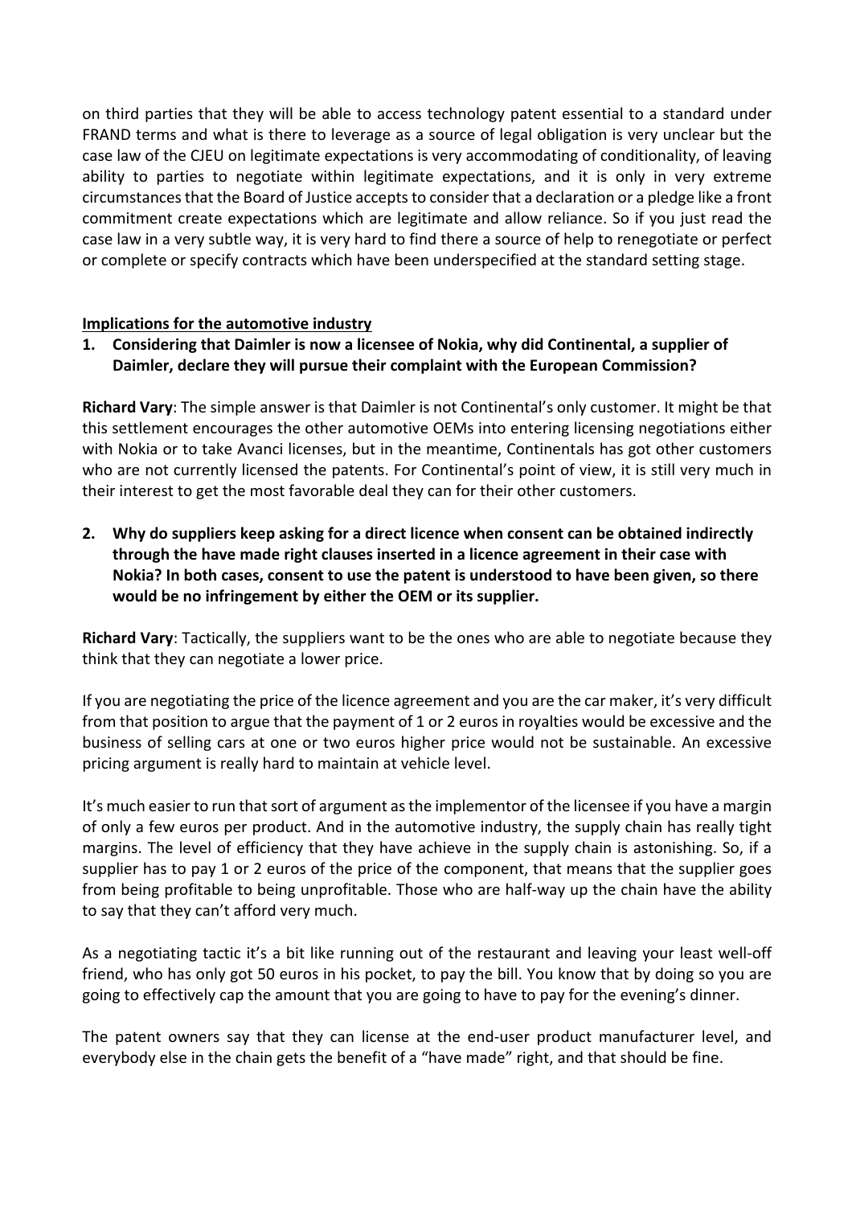on third parties that they will be able to access technology patent essential to a standard under FRAND terms and what is there to leverage as a source of legal obligation is very unclear but the case law of the CJEU on legitimate expectations is very accommodating of conditionality, of leaving ability to parties to negotiate within legitimate expectations, and it is only in very extreme circumstances that the Board of Justice accepts to consider that a declaration or a pledge like a front commitment create expectations which are legitimate and allow reliance. So if you just read the case law in a very subtle way, it is very hard to find there a source of help to renegotiate or perfect or complete or specify contracts which have been underspecified at the standard setting stage.

## Implications for the automotive industry

1. **Considering that Daimler is now a licensee of Nokia, why did Continental, a supplier of Daimler, declare they will pursue their complaint with the European Commission?**

**Richard Vary**: The simple answer is that Daimler is not Continental's only customer. It might be that this settlement encourages the other automotive OEMs into entering licensing negotiations either with Nokia or to take Avanci licenses, but in the meantime, Continentals has got other customers who are not currently licensed the patents. For Continental's point of view, it is still very much in their interest to get the most favorable deal they can for their other customers.

2. **Why do suppliers keep asking for a direct licence when consent can be obtained indirectly through the have made right clauses inserted in a licence agreement in their case with Nokia? In both cases, consent to use the patent is understood to have been given, so there would be no infringement by either the OEM or its supplier.**

**Richard Vary**: Tactically, the suppliers want to be the ones who are able to negotiate because they think that they can negotiate a lower price.

If you are negotiating the price of the licence agreement and you are the car maker, it's very difficult from that position to argue that the payment of 1 or 2 euros in royalties would be excessive and the business of selling cars at one or two euros higher price would not be sustainable. An excessive pricing argument is really hard to maintain at vehicle level.

It's much easier to run that sort of argument as the implementor of the licensee if you have a margin of only a few euros per product. And in the automotive industry, the supply chain has really tight margins. The level of efficiency that they have achieve in the supply chain is astonishing. So, if a supplier has to pay 1 or 2 euros of the price of the component, that means that the supplier goes from being profitable to being unprofitable. Those who are half-way up the chain have the ability to say that they can't afford very much.

As a negotiating tactic it's a bit like running out of the restaurant and leaving your least well-off friend, who has only got 50 euros in his pocket, to pay the bill. You know that by doing so you are going to effectively cap the amount that you are going to have to pay for the evening's dinner.

The patent owners say that they can license at the end-user product manufacturer level, and everybody else in the chain gets the benefit of a "have made" right, and that should be fine.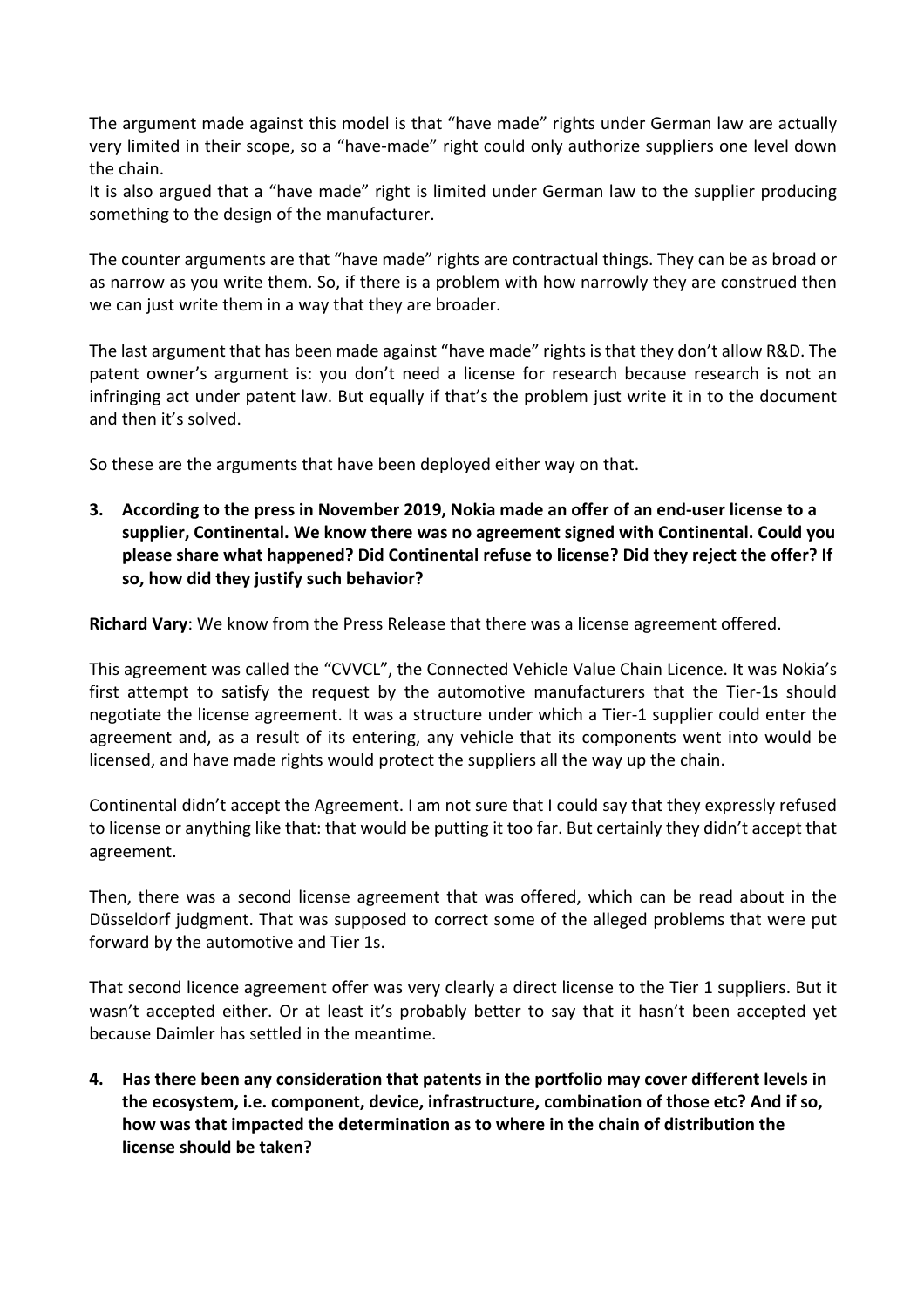The argument made against this model is that "have made" rights under German law are actually very limited in their scope, so a "have-made" right could only authorize suppliers one level down the chain.
It is also argued that a "have made" right is limited under German law to the supplier producing something to the design of the manufacturer.

The counter arguments are that "have made" rights are contractual things. They can be as broad or as narrow as you write them. So, if there is a problem with how narrowly they are construed then we can just write them in a way that they are broader.

The last argument that has been made against "have made" rights is that they don't allow R&D. The patent owner's argument is: you don't need a license for research because research is not an infringing act under patent law. But equally if that's the problem just write it in to the document and then it's solved.

So these are the arguments that have been deployed either way on that.

3. **According to the press in November 2019, Nokia made an offer of an end-user license to a supplier, Continental. We know there was no agreement signed with Continental. Could you please share what happened? Did Continental refuse to license? Did they reject the offer? If so, how did they justify such behavior?**

**Richard Vary**: We know from the Press Release that there was a license agreement offered.

This agreement was called the "CVVCL", the Connected Vehicle Value Chain Licence. It was Nokia's first attempt to satisfy the request by the automotive manufacturers that the Tier-1s should negotiate the license agreement. It was a structure under which a Tier-1 supplier could enter the agreement and, as a result of its entering, any vehicle that its components went into would be licensed, and have made rights would protect the suppliers all the way up the chain.

Continental didn't accept the Agreement. I am not sure that I could say that they expressly refused to license or anything like that: that would be putting it too far. But certainly they didn't accept that agreement.

Then, there was a second license agreement that was offered, which can be read about in the Düsseldorf judgment. That was supposed to correct some of the alleged problems that were put forward by the automotive and Tier 1s.

That second licence agreement offer was very clearly a direct license to the Tier 1 suppliers. But it wasn't accepted either. Or at least it's probably better to say that it hasn't been accepted yet because Daimler has settled in the meantime.

4. **Has there been any consideration that patents in the portfolio may cover different levels in the ecosystem, i.e. component, device, infrastructure, combination of those etc? And if so, how was that impacted the determination as to where in the chain of distribution the license should be taken?**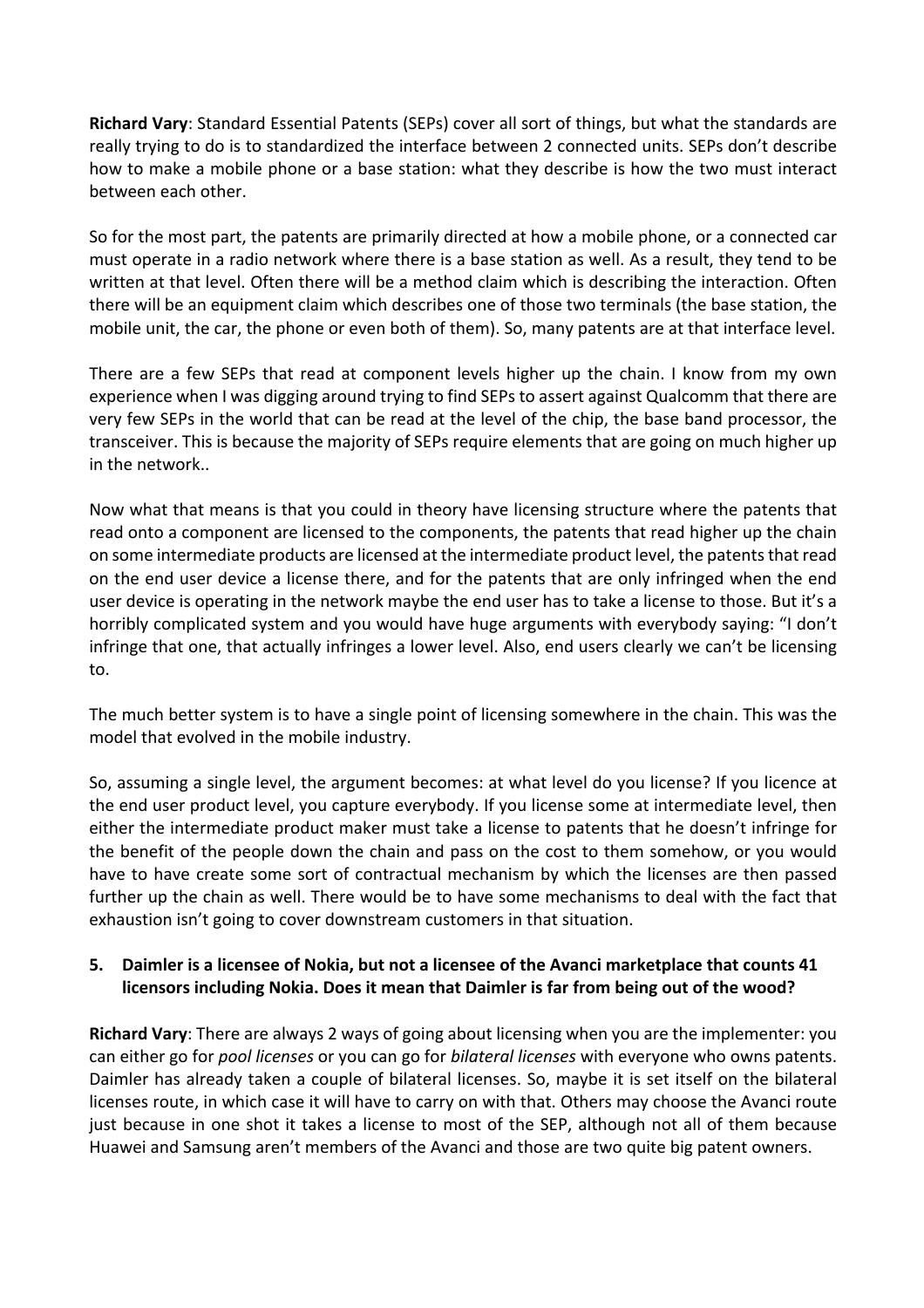**Richard Vary**: Standard Essential Patents (SEPs) cover all sort of things, but what the standards are really trying to do is to standardized the interface between 2 connected units. SEPs don't describe how to make a mobile phone or a base station: what they describe is how the two must interact between each other.

So for the most part, the patents are primarily directed at how a mobile phone, or a connected car must operate in a radio network where there is a base station as well. As a result, they tend to be written at that level. Often there will be a method claim which is describing the interaction. Often there will be an equipment claim which describes one of those two terminals (the base station, the mobile unit, the car, the phone or even both of them). So, many patents are at that interface level.

There are a few SEPs that read at component levels higher up the chain. I know from my own experience when I was digging around trying to find SEPs to assert against Qualcomm that there are very few SEPs in the world that can be read at the level of the chip, the base band processor, the transceiver. This is because the majority of SEPs require elements that are going on much higher up in the network..

Now what that means is that you could in theory have licensing structure where the patents that read onto a component are licensed to the components, the patents that read higher up the chain on some intermediate products are licensed at the intermediate product level, the patents that read on the end user device a license there, and for the patents that are only infringed when the end user device is operating in the network maybe the end user has to take a license to those. But it's a horribly complicated system and you would have huge arguments with everybody saying: "I don't infringe that one, that actually infringes a lower level. Also, end users clearly we can't be licensing to.

The much better system is to have a single point of licensing somewhere in the chain. This was the model that evolved in the mobile industry.

So, assuming a single level, the argument becomes: at what level do you license? If you licence at the end user product level, you capture everybody. If you license some at intermediate level, then either the intermediate product maker must take a license to patents that he doesn't infringe for the benefit of the people down the chain and pass on the cost to them somehow, or you would have to have create some sort of contractual mechanism by which the licenses are then passed further up the chain as well. There would be to have some mechanisms to deal with the fact that exhaustion isn't going to cover downstream customers in that situation.

**5. Daimler is a licensee of Nokia, but not a licensee of the Avanci marketplace that counts 41 licensors including Nokia. Does it mean that Daimler is far from being out of the wood?**

**Richard Vary**: There are always 2 ways of going about licensing when you are the implementer: you can either go for *pool licenses* or you can go for *bilateral licenses* with everyone who owns patents. Daimler has already taken a couple of bilateral licenses. So, maybe it is set itself on the bilateral licenses route, in which case it will have to carry on with that. Others may choose the Avanci route just because in one shot it takes a license to most of the SEP, although not all of them because Huawei and Samsung aren't members of the Avanci and those are two quite big patent owners.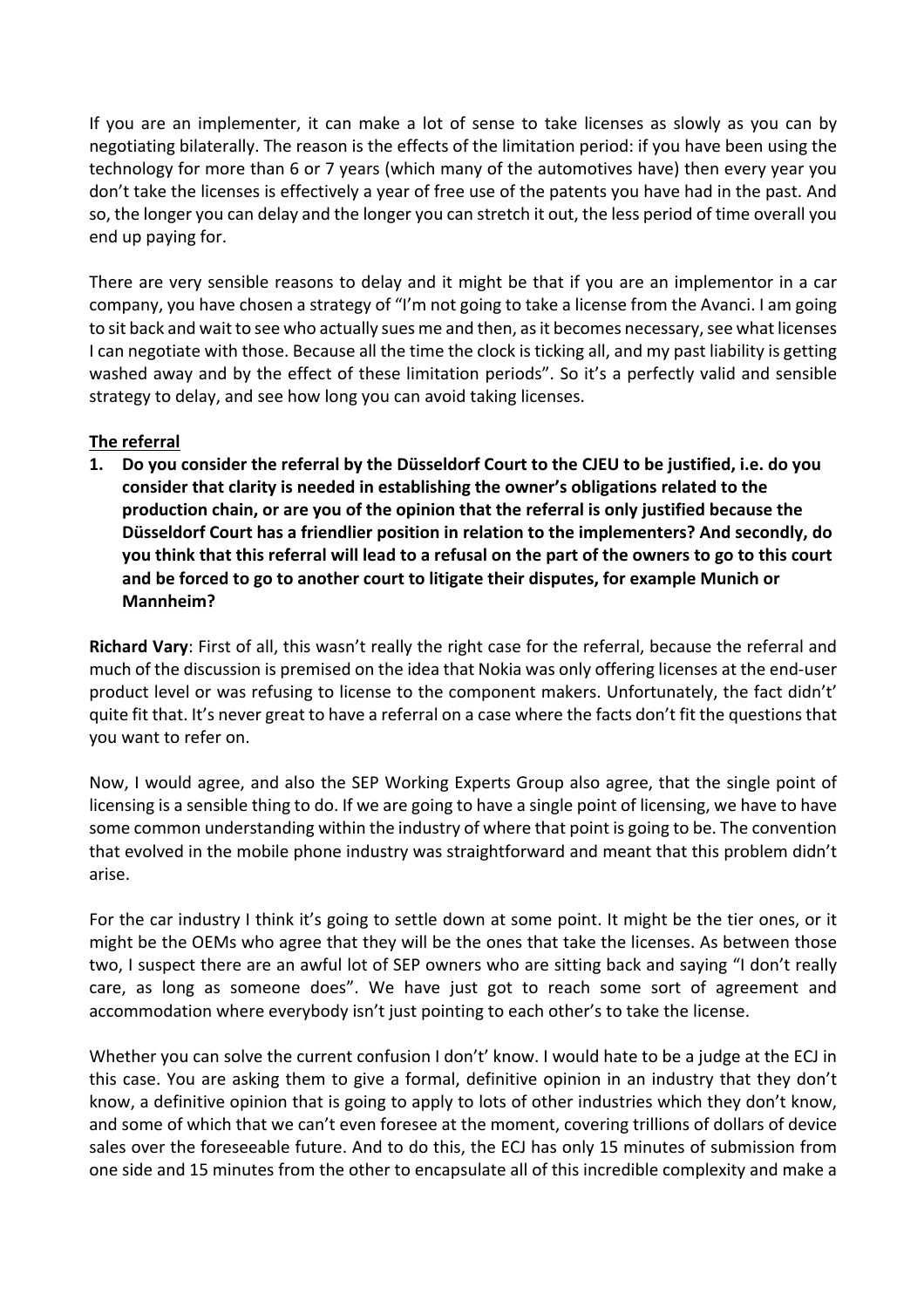If you are an implementer, it can make a lot of sense to take licenses as slowly as you can by negotiating bilaterally. The reason is the effects of the limitation period: if you have been using the technology for more than 6 or 7 years (which many of the automotives have) then every year you don't take the licenses is effectively a year of free use of the patents you have had in the past. And so, the longer you can delay and the longer you can stretch it out, the less period of time overall you end up paying for.

There are very sensible reasons to delay and it might be that if you are an implementor in a car company, you have chosen a strategy of "I'm not going to take a license from the Avanci. I am going to sit back and wait to see who actually sues me and then, as it becomes necessary, see what licenses I can negotiate with those. Because all the time the clock is ticking all, and my past liability is getting washed away and by the effect of these limitation periods". So it's a perfectly valid and sensible strategy to delay, and see how long you can avoid taking licenses.

**<u>The referral</u>**

1. **Do you consider the referral by the Düsseldorf Court to the CJEU to be justified, i.e. do you consider that clarity is needed in establishing the owner's obligations related to the production chain, or are you of the opinion that the referral is only justified because the Düsseldorf Court has a friendlier position in relation to the implementers? And secondly, do you think that this referral will lead to a refusal on the part of the owners to go to this court and be forced to go to another court to litigate their disputes, for example Munich or Mannheim?**

**Richard Vary**: First of all, this wasn't really the right case for the referral, because the referral and much of the discussion is premised on the idea that Nokia was only offering licenses at the end-user product level or was refusing to license to the component makers. Unfortunately, the fact didn't' quite fit that. It's never great to have a referral on a case where the facts don't fit the questions that you want to refer on.

Now, I would agree, and also the SEP Working Experts Group also agree, that the single point of licensing is a sensible thing to do. If we are going to have a single point of licensing, we have to have some common understanding within the industry of where that point is going to be. The convention that evolved in the mobile phone industry was straightforward and meant that this problem didn't arise.

For the car industry I think it's going to settle down at some point. It might be the tier ones, or it might be the OEMs who agree that they will be the ones that take the licenses. As between those two, I suspect there are an awful lot of SEP owners who are sitting back and saying "I don't really care, as long as someone does". We have just got to reach some sort of agreement and accommodation where everybody isn't just pointing to each other's to take the license.

Whether you can solve the current confusion I don't' know. I would hate to be a judge at the ECJ in this case. You are asking them to give a formal, definitive opinion in an industry that they don't know, a definitive opinion that is going to apply to lots of other industries which they don't know, and some of which that we can't even foresee at the moment, covering trillions of dollars of device sales over the foreseeable future. And to do this, the ECJ has only 15 minutes of submission from one side and 15 minutes from the other to encapsulate all of this incredible complexity and make a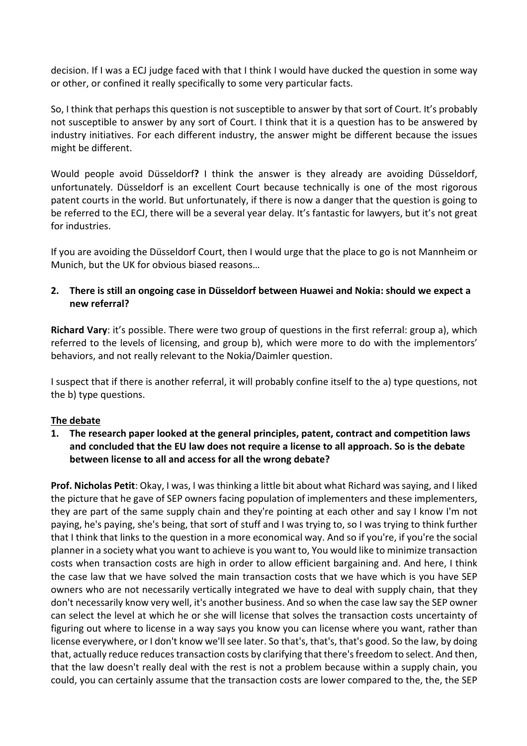decision. If I was a ECJ judge faced with that I think I would have ducked the question in some way or other, or confined it really specifically to some very particular facts.

So, I think that perhaps this question is not susceptible to answer by that sort of Court. It's probably not susceptible to answer by any sort of Court. I think that it is a question has to be answered by industry initiatives. For each different industry, the answer might be different because the issues might be different.

Would people avoid Düsseldorf**?** I think the answer is they already are avoiding Düsseldorf, unfortunately. Düsseldorf is an excellent Court because technically is one of the most rigorous patent courts in the world. But unfortunately, if there is now a danger that the question is going to be referred to the ECJ, there will be a several year delay. It's fantastic for lawyers, but it's not great for industries.

If you are avoiding the Düsseldorf Court, then I would urge that the place to go is not Mannheim or Munich, but the UK for obvious biased reasons…

**2. There is still an ongoing case in Düsseldorf between Huawei and Nokia: should we expect a new referral?**

**Richard Vary**: it's possible. There were two group of questions in the first referral: group a), which referred to the levels of licensing, and group b), which were more to do with the implementors' behaviors, and not really relevant to the Nokia/Daimler question.

I suspect that if there is another referral, it will probably confine itself to the a) type questions, not the b) type questions.

<u>**The debate**</u>

**1. The research paper looked at the general principles, patent, contract and competition laws and concluded that the EU law does not require a license to all approach. So is the debate between license to all and access for all the wrong debate?**

**Prof. Nicholas Petit**: Okay, I was, I was thinking a little bit about what Richard was saying, and I liked the picture that he gave of SEP owners facing population of implementers and these implementers, they are part of the same supply chain and they're pointing at each other and say I know I'm not paying, he's paying, she's being, that sort of stuff and I was trying to, so I was trying to think further that I think that links to the question in a more economical way. And so if you're, if you're the social planner in a society what you want to achieve is you want to, You would like to minimize transaction costs when transaction costs are high in order to allow efficient bargaining and. And here, I think the case law that we have solved the main transaction costs that we have which is you have SEP owners who are not necessarily vertically integrated we have to deal with supply chain, that they don't necessarily know very well, it's another business. And so when the case law say the SEP owner can select the level at which he or she will license that solves the transaction costs uncertainty of figuring out where to license in a way says you know you can license where you want, rather than license everywhere, or I don't know we'll see later. So that's, that's, that's good. So the law, by doing that, actually reduce reduces transaction costs by clarifying that there's freedom to select. And then, that the law doesn't really deal with the rest is not a problem because within a supply chain, you could, you can certainly assume that the transaction costs are lower compared to the, the, the SEP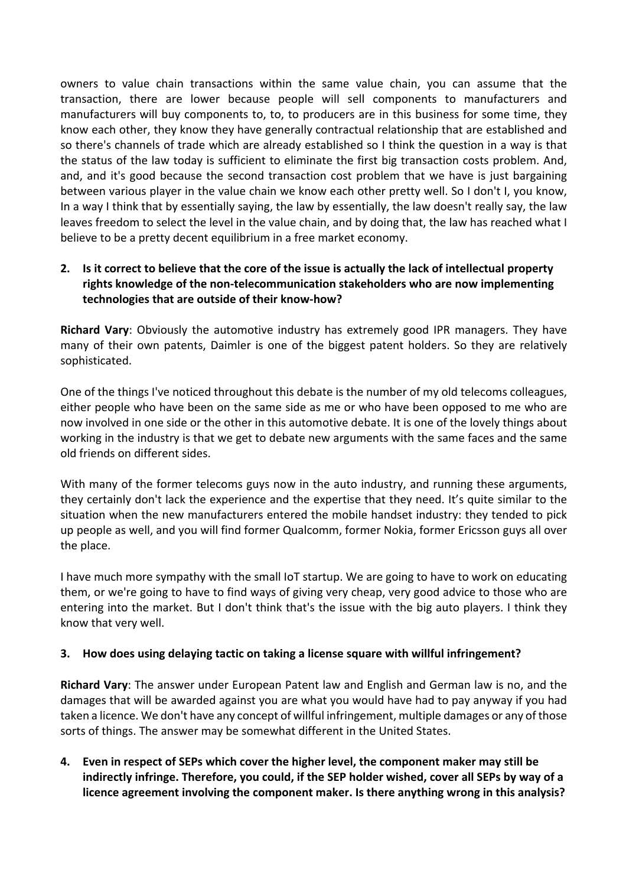owners to value chain transactions within the same value chain, you can assume that the transaction, there are lower because people will sell components to manufacturers and manufacturers will buy components to, to, to producers are in this business for some time, they know each other, they know they have generally contractual relationship that are established and so there's channels of trade which are already established so I think the question in a way is that the status of the law today is sufficient to eliminate the first big transaction costs problem. And, and, and it's good because the second transaction cost problem that we have is just bargaining between various player in the value chain we know each other pretty well. So I don't I, you know, In a way I think that by essentially saying, the law by essentially, the law doesn't really say, the law leaves freedom to select the level in the value chain, and by doing that, the law has reached what I believe to be a pretty decent equilibrium in a free market economy.

2. **Is it correct to believe that the core of the issue is actually the lack of intellectual property rights knowledge of the non-telecommunication stakeholders who are now implementing technologies that are outside of their know-how?**

**Richard Vary**: Obviously the automotive industry has extremely good IPR managers. They have many of their own patents, Daimler is one of the biggest patent holders. So they are relatively sophisticated.

One of the things I've noticed throughout this debate is the number of my old telecoms colleagues, either people who have been on the same side as me or who have been opposed to me who are now involved in one side or the other in this automotive debate. It is one of the lovely things about working in the industry is that we get to debate new arguments with the same faces and the same old friends on different sides.

With many of the former telecoms guys now in the auto industry, and running these arguments, they certainly don't lack the experience and the expertise that they need. It's quite similar to the situation when the new manufacturers entered the mobile handset industry: they tended to pick up people as well, and you will find former Qualcomm, former Nokia, former Ericsson guys all over the place.

I have much more sympathy with the small IoT startup. We are going to have to work on educating them, or we're going to have to find ways of giving very cheap, very good advice to those who are entering into the market. But I don't think that's the issue with the big auto players. I think they know that very well.

3. **How does using delaying tactic on taking a license square with willful infringement?**

**Richard Vary**: The answer under European Patent law and English and German law is no, and the damages that will be awarded against you are what you would have had to pay anyway if you had taken a licence. We don't have any concept of willful infringement, multiple damages or any of those sorts of things. The answer may be somewhat different in the United States.

4. **Even in respect of SEPs which cover the higher level, the component maker may still be indirectly infringe. Therefore, you could, if the SEP holder wished, cover all SEPs by way of a licence agreement involving the component maker. Is there anything wrong in this analysis?**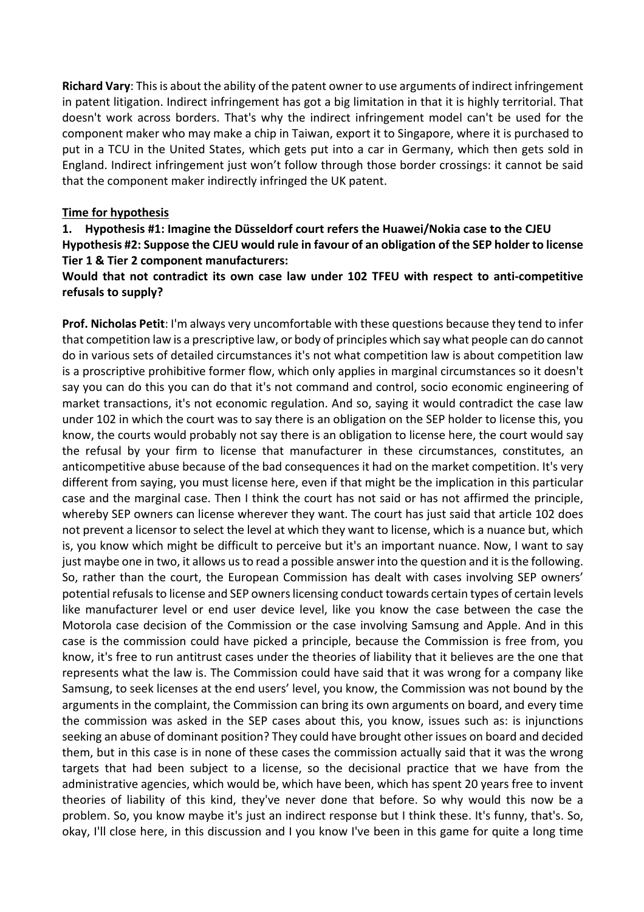**Richard Vary**: This is about the ability of the patent owner to use arguments of indirect infringement in patent litigation. Indirect infringement has got a big limitation in that it is highly territorial. That doesn't work across borders. That's why the indirect infringement model can't be used for the component maker who may make a chip in Taiwan, export it to Singapore, where it is purchased to put in a TCU in the United States, which gets put into a car in Germany, which then gets sold in England. Indirect infringement just won't follow through those border crossings: it cannot be said that the component maker indirectly infringed the UK patent.

**Time for hypothesis**

**1. Hypothesis #1: Imagine the Düsseldorf court refers the Huawei/Nokia case to the CJEU**
**Hypothesis #2: Suppose the CJEU would rule in favour of an obligation of the SEP holder to license Tier 1 & Tier 2 component manufacturers:**
**Would that not contradict its own case law under 102 TFEU with respect to anti-competitive refusals to supply?**

**Prof. Nicholas Petit**: I'm always very uncomfortable with these questions because they tend to infer that competition law is a prescriptive law, or body of principles which say what people can do cannot do in various sets of detailed circumstances it's not what competition law is about competition law is a proscriptive prohibitive former flow, which only applies in marginal circumstances so it doesn't say you can do this you can do that it's not command and control, socio economic engineering of market transactions, it's not economic regulation. And so, saying it would contradict the case law under 102 in which the court was to say there is an obligation on the SEP holder to license this, you know, the courts would probably not say there is an obligation to license here, the court would say the refusal by your firm to license that manufacturer in these circumstances, constitutes, an anticompetitive abuse because of the bad consequences it had on the market competition. It's very different from saying, you must license here, even if that might be the implication in this particular case and the marginal case. Then I think the court has not said or has not affirmed the principle, whereby SEP owners can license wherever they want. The court has just said that article 102 does not prevent a licensor to select the level at which they want to license, which is a nuance but, which is, you know which might be difficult to perceive but it's an important nuance. Now, I want to say just maybe one in two, it allows us to read a possible answer into the question and it is the following. So, rather than the court, the European Commission has dealt with cases involving SEP owners' potential refusals to license and SEP owners licensing conduct towards certain types of certain levels like manufacturer level or end user device level, like you know the case between the case the Motorola case decision of the Commission or the case involving Samsung and Apple. And in this case is the commission could have picked a principle, because the Commission is free from, you know, it's free to run antitrust cases under the theories of liability that it believes are the one that represents what the law is. The Commission could have said that it was wrong for a company like Samsung, to seek licenses at the end users' level, you know, the Commission was not bound by the arguments in the complaint, the Commission can bring its own arguments on board, and every time the commission was asked in the SEP cases about this, you know, issues such as: is injunctions seeking an abuse of dominant position? They could have brought other issues on board and decided them, but in this case is in none of these cases the commission actually said that it was the wrong targets that had been subject to a license, so the decisional practice that we have from the administrative agencies, which would be, which have been, which has spent 20 years free to invent theories of liability of this kind, they've never done that before. So why would this now be a problem. So, you know maybe it's just an indirect response but I think these. It's funny, that's. So, okay, I'll close here, in this discussion and I you know I've been in this game for quite a long time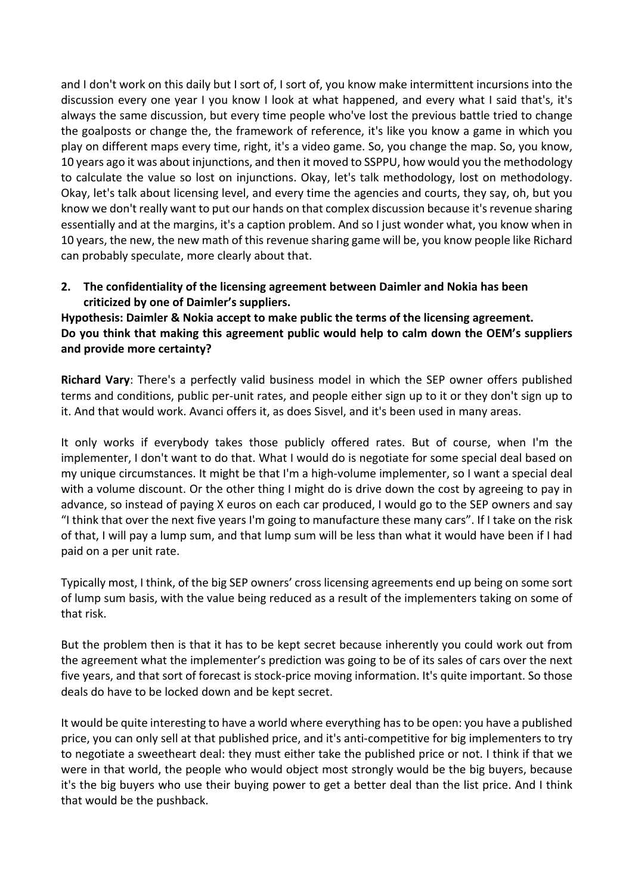and I don't work on this daily but I sort of, I sort of, you know make intermittent incursions into the discussion every one year I you know I look at what happened, and every what I said that's, it's always the same discussion, but every time people who've lost the previous battle tried to change the goalposts or change the, the framework of reference, it's like you know a game in which you play on different maps every time, right, it's a video game. So, you change the map. So, you know, 10 years ago it was about injunctions, and then it moved to SSPPU, how would you the methodology to calculate the value so lost on injunctions. Okay, let's talk methodology, lost on methodology. Okay, let's talk about licensing level, and every time the agencies and courts, they say, oh, but you know we don't really want to put our hands on that complex discussion because it's revenue sharing essentially and at the margins, it's a caption problem. And so I just wonder what, you know when in 10 years, the new, the new math of this revenue sharing game will be, you know people like Richard can probably speculate, more clearly about that.

**2. The confidentiality of the licensing agreement between Daimler and Nokia has been criticized by one of Daimler's suppliers.**

**Hypothesis: Daimler & Nokia accept to make public the terms of the licensing agreement.**
**Do you think that making this agreement public would help to calm down the OEM's suppliers and provide more certainty?**

**Richard Vary**: There's a perfectly valid business model in which the SEP owner offers published terms and conditions, public per-unit rates, and people either sign up to it or they don't sign up to it. And that would work. Avanci offers it, as does Sisvel, and it's been used in many areas.

It only works if everybody takes those publicly offered rates. But of course, when I'm the implementer, I don't want to do that. What I would do is negotiate for some special deal based on my unique circumstances. It might be that I'm a high-volume implementer, so I want a special deal with a volume discount. Or the other thing I might do is drive down the cost by agreeing to pay in advance, so instead of paying X euros on each car produced, I would go to the SEP owners and say "I think that over the next five years I'm going to manufacture these many cars". If I take on the risk of that, I will pay a lump sum, and that lump sum will be less than what it would have been if I had paid on a per unit rate.

Typically most, I think, of the big SEP owners' cross licensing agreements end up being on some sort of lump sum basis, with the value being reduced as a result of the implementers taking on some of that risk.

But the problem then is that it has to be kept secret because inherently you could work out from the agreement what the implementer's prediction was going to be of its sales of cars over the next five years, and that sort of forecast is stock-price moving information. It's quite important. So those deals do have to be locked down and be kept secret.

It would be quite interesting to have a world where everything has to be open: you have a published price, you can only sell at that published price, and it's anti-competitive for big implementers to try to negotiate a sweetheart deal: they must either take the published price or not. I think if that we were in that world, the people who would object most strongly would be the big buyers, because it's the big buyers who use their buying power to get a better deal than the list price. And I think that would be the pushback.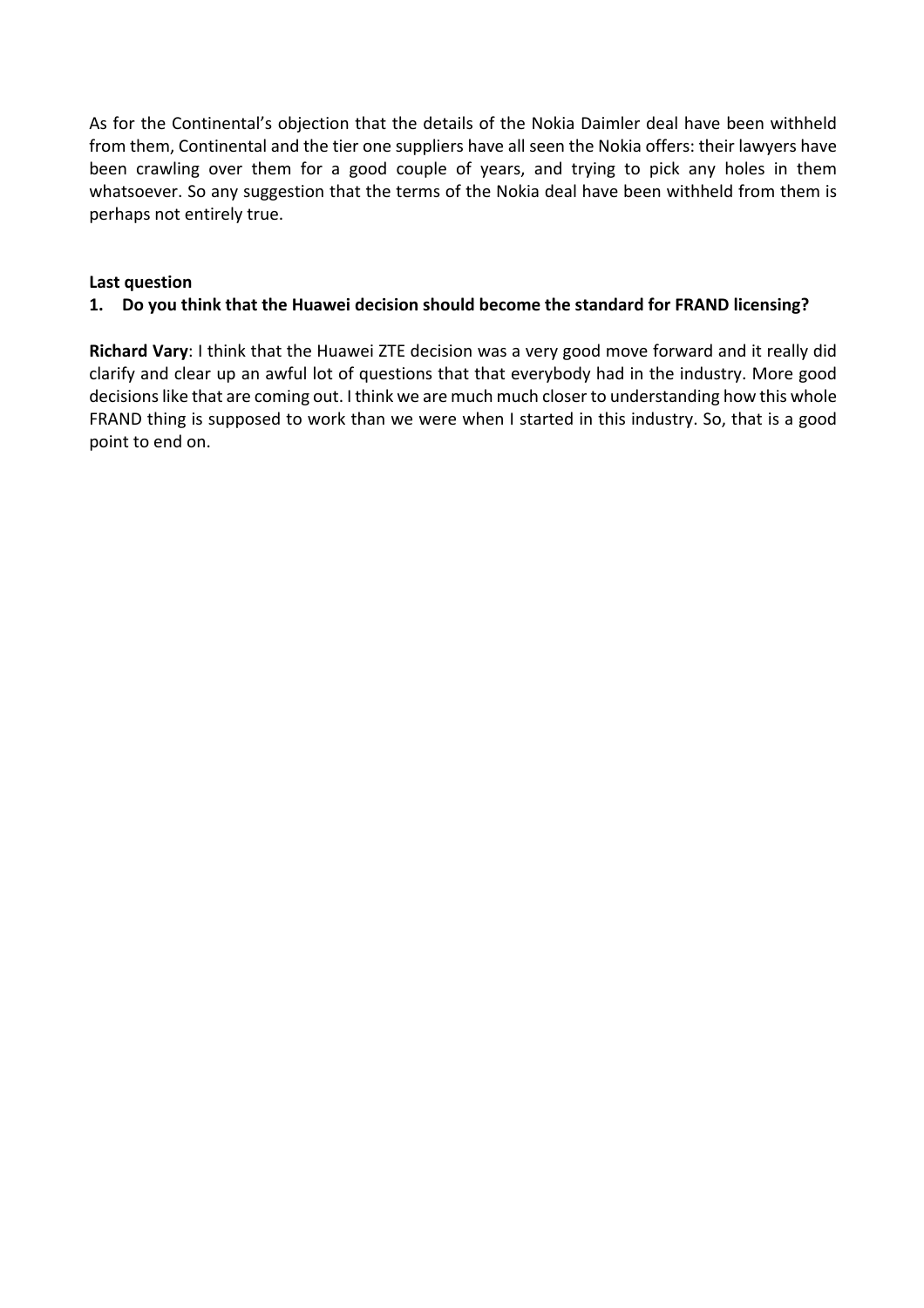As for the Continental's objection that the details of the Nokia Daimler deal have been withheld from them, Continental and the tier one suppliers have all seen the Nokia offers: their lawyers have been crawling over them for a good couple of years, and trying to pick any holes in them whatsoever. So any suggestion that the terms of the Nokia deal have been withheld from them is perhaps not entirely true.

**Last question**

**1. Do you think that the Huawei decision should become the standard for FRAND licensing?**

**Richard Vary**: I think that the Huawei ZTE decision was a very good move forward and it really did clarify and clear up an awful lot of questions that that everybody had in the industry. More good decisions like that are coming out. I think we are much much closer to understanding how this whole FRAND thing is supposed to work than we were when I started in this industry. So, that is a good point to end on.